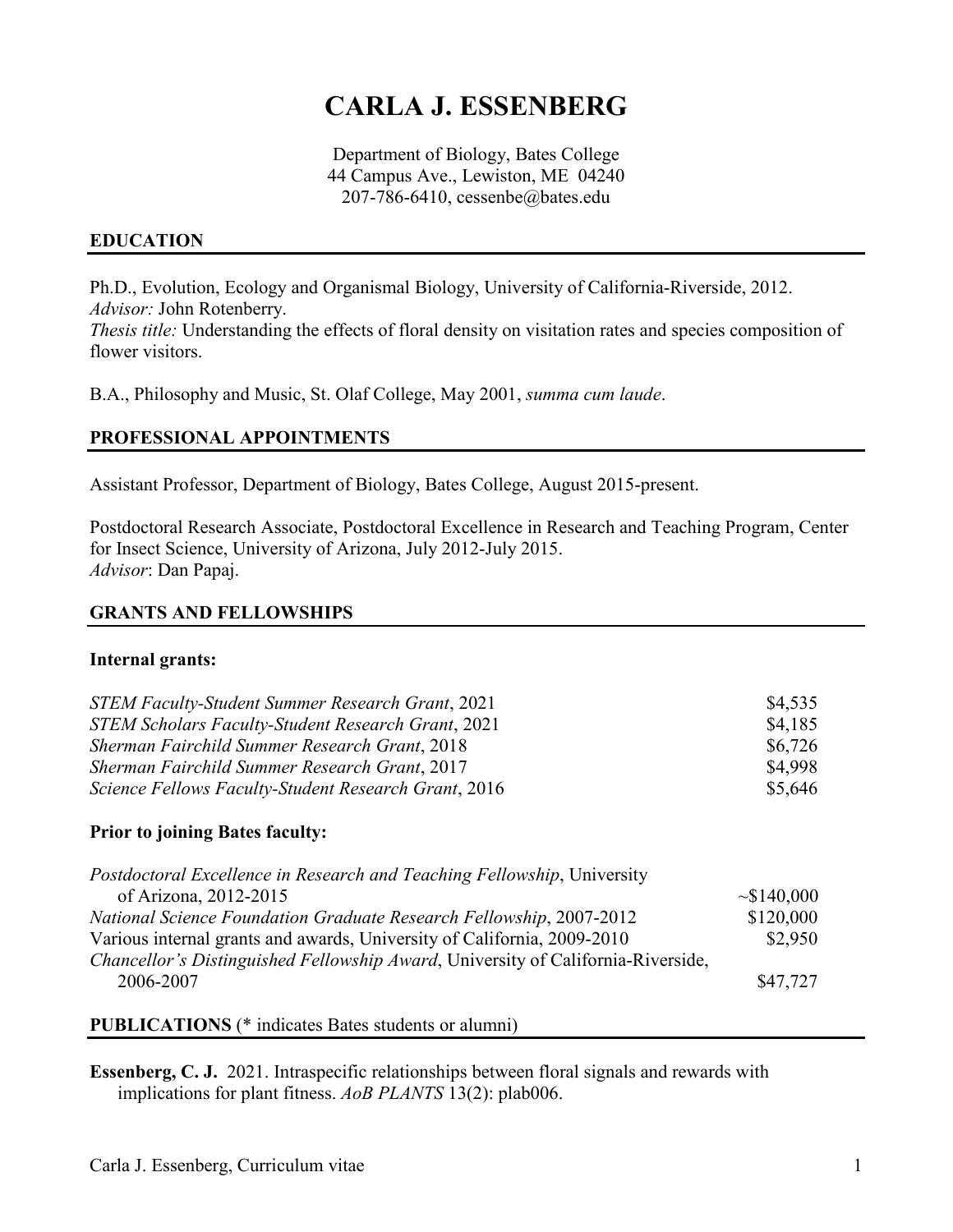# CARLA J. ESSENBERG

Department of Biology, Bates College
44 Campus Ave., Lewiston, ME 04240
207-786-6410, cessenbe@bates.edu

## EDUCATION

Ph.D., Evolution, Ecology and Organismal Biology, University of California-Riverside, 2012.
*Advisor:* John Rotenberry.
*Thesis title:* Understanding the effects of floral density on visitation rates and species composition of flower visitors.

B.A., Philosophy and Music, St. Olaf College, May 2001, *summa cum laude*.

## PROFESSIONAL APPOINTMENTS

Assistant Professor, Department of Biology, Bates College, August 2015-present.

Postdoctoral Research Associate, Postdoctoral Excellence in Research and Teaching Program, Center for Insect Science, University of Arizona, July 2012-July 2015.
*Advisor*: Dan Papaj.

## GRANTS AND FELLOWSHIPS

**Internal grants:**

| | |
|---|---|
| *STEM Faculty-Student Summer Research Grant*, 2021 | $4,535 |
| *STEM Scholars Faculty-Student Research Grant*, 2021 | $4,185 |
| *Sherman Fairchild Summer Research Grant*, 2018 | $6,726 |
| *Sherman Fairchild Summer Research Grant*, 2017 | $4,998 |
| *Science Fellows Faculty-Student Research Grant*, 2016 | $5,646 |

**Prior to joining Bates faculty:**

| | |
|---|---|
| *Postdoctoral Excellence in Research and Teaching Fellowship*, University of Arizona, 2012-2015 | ~$140,000 |
| *National Science Foundation Graduate Research Fellowship*, 2007-2012 | $120,000 |
| Various internal grants and awards, University of California, 2009-2010 | $2,950 |
| *Chancellor's Distinguished Fellowship Award*, University of California-Riverside, 2006-2007 | $47,727 |

## PUBLICATIONS (* indicates Bates students or alumni)

**Essenberg, C. J.** 2021. Intraspecific relationships between floral signals and rewards with implications for plant fitness. *AoB PLANTS* 13(2): plab006.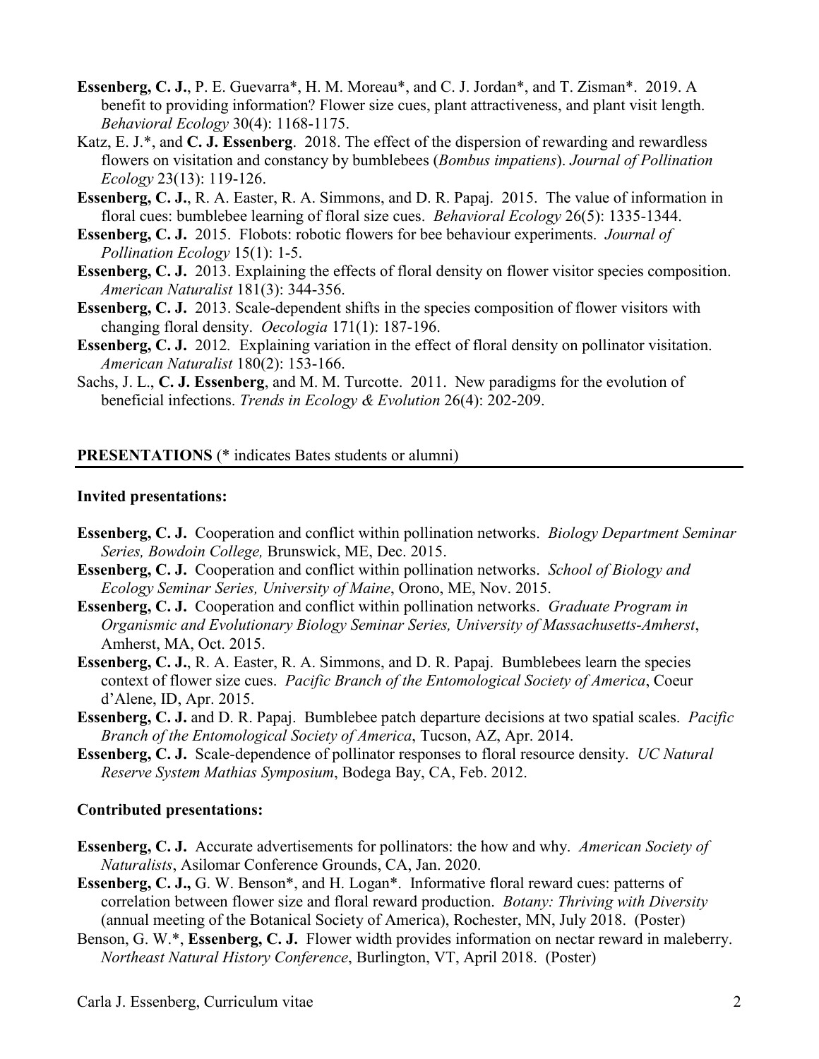**Essenberg, C. J.**, P. E. Guevarra*, H. M. Moreau*, and C. J. Jordan*, and T. Zisman*. 2019. A benefit to providing information? Flower size cues, plant attractiveness, and plant visit length. *Behavioral Ecology* 30(4): 1168-1175.

Katz, E. J.*, and **C. J. Essenberg**. 2018. The effect of the dispersion of rewarding and rewardless flowers on visitation and constancy by bumblebees (*Bombus impatiens*). *Journal of Pollination Ecology* 23(13): 119-126.

**Essenberg, C. J.**, R. A. Easter, R. A. Simmons, and D. R. Papaj. 2015. The value of information in floral cues: bumblebee learning of floral size cues. *Behavioral Ecology* 26(5): 1335-1344.

**Essenberg, C. J.** 2015. Flobots: robotic flowers for bee behaviour experiments. *Journal of Pollination Ecology* 15(1): 1-5.

**Essenberg, C. J.** 2013. Explaining the effects of floral density on flower visitor species composition. *American Naturalist* 181(3): 344-356.

**Essenberg, C. J.** 2013. Scale-dependent shifts in the species composition of flower visitors with changing floral density. *Oecologia* 171(1): 187-196.

**Essenberg, C. J.** 2012. Explaining variation in the effect of floral density on pollinator visitation. *American Naturalist* 180(2): 153-166.

Sachs, J. L., **C. J. Essenberg**, and M. M. Turcotte. 2011. New paradigms for the evolution of beneficial infections. *Trends in Ecology & Evolution* 26(4): 202-209.

## PRESENTATIONS (* indicates Bates students or alumni)

### Invited presentations:

**Essenberg, C. J.** Cooperation and conflict within pollination networks. *Biology Department Seminar Series, Bowdoin College,* Brunswick, ME, Dec. 2015.

**Essenberg, C. J.** Cooperation and conflict within pollination networks. *School of Biology and Ecology Seminar Series, University of Maine*, Orono, ME, Nov. 2015.

**Essenberg, C. J.** Cooperation and conflict within pollination networks. *Graduate Program in Organismic and Evolutionary Biology Seminar Series, University of Massachusetts-Amherst*, Amherst, MA, Oct. 2015.

**Essenberg, C. J.**, R. A. Easter, R. A. Simmons, and D. R. Papaj. Bumblebees learn the species context of flower size cues. *Pacific Branch of the Entomological Society of America*, Coeur d'Alene, ID, Apr. 2015.

**Essenberg, C. J.** and D. R. Papaj. Bumblebee patch departure decisions at two spatial scales. *Pacific Branch of the Entomological Society of America*, Tucson, AZ, Apr. 2014.

**Essenberg, C. J.** Scale-dependence of pollinator responses to floral resource density. *UC Natural Reserve System Mathias Symposium*, Bodega Bay, CA, Feb. 2012.

### Contributed presentations:

**Essenberg, C. J.** Accurate advertisements for pollinators: the how and why. *American Society of Naturalists*, Asilomar Conference Grounds, CA, Jan. 2020.

**Essenberg, C. J.,** G. W. Benson*, and H. Logan*. Informative floral reward cues: patterns of correlation between flower size and floral reward production. *Botany: Thriving with Diversity* (annual meeting of the Botanical Society of America), Rochester, MN, July 2018. (Poster)

Benson, G. W.*, **Essenberg, C. J.** Flower width provides information on nectar reward in maleberry. *Northeast Natural History Conference*, Burlington, VT, April 2018. (Poster)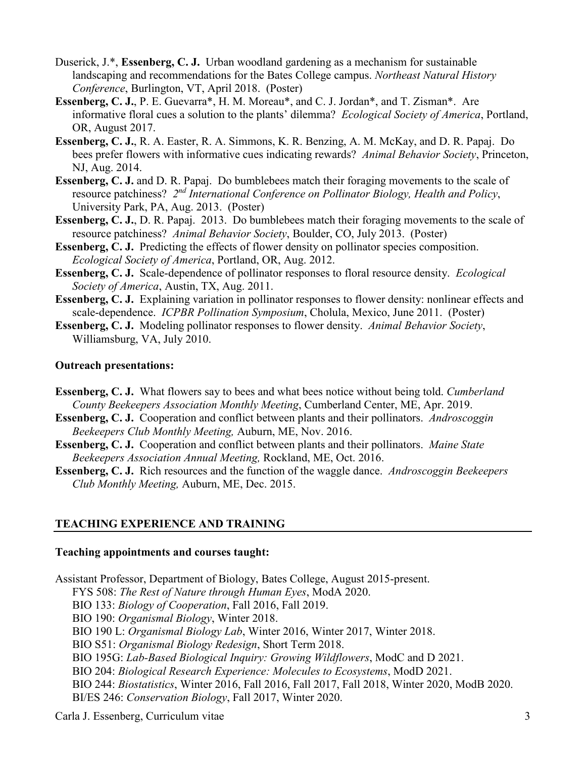Duserick, J.*, **Essenberg, C. J.** Urban woodland gardening as a mechanism for sustainable landscaping and recommendations for the Bates College campus. *Northeast Natural History Conference*, Burlington, VT, April 2018. (Poster)

**Essenberg, C. J.**, P. E. Guevarra*, H. M. Moreau*, and C. J. Jordan*, and T. Zisman*. Are informative floral cues a solution to the plants' dilemma? *Ecological Society of America*, Portland, OR, August 2017.

**Essenberg, C. J.**, R. A. Easter, R. A. Simmons, K. R. Benzing, A. M. McKay, and D. R. Papaj. Do bees prefer flowers with informative cues indicating rewards? *Animal Behavior Society*, Princeton, NJ, Aug. 2014.

**Essenberg, C. J.** and D. R. Papaj. Do bumblebees match their foraging movements to the scale of resource patchiness? *2nd International Conference on Pollinator Biology, Health and Policy*, University Park, PA, Aug. 2013. (Poster)

**Essenberg, C. J.**, D. R. Papaj. 2013. Do bumblebees match their foraging movements to the scale of resource patchiness? *Animal Behavior Society*, Boulder, CO, July 2013. (Poster)

**Essenberg, C. J.** Predicting the effects of flower density on pollinator species composition. *Ecological Society of America*, Portland, OR, Aug. 2012.

**Essenberg, C. J.** Scale-dependence of pollinator responses to floral resource density. *Ecological Society of America*, Austin, TX, Aug. 2011.

**Essenberg, C. J.** Explaining variation in pollinator responses to flower density: nonlinear effects and scale-dependence. *ICPBR Pollination Symposium*, Cholula, Mexico, June 2011. (Poster)

**Essenberg, C. J.** Modeling pollinator responses to flower density. *Animal Behavior Society*, Williamsburg, VA, July 2010.

### Outreach presentations:

**Essenberg, C. J.** What flowers say to bees and what bees notice without being told. *Cumberland County Beekeepers Association Monthly Meeting*, Cumberland Center, ME, Apr. 2019.

**Essenberg, C. J.** Cooperation and conflict between plants and their pollinators. *Androscoggin Beekeepers Club Monthly Meeting,* Auburn, ME, Nov. 2016.

**Essenberg, C. J.** Cooperation and conflict between plants and their pollinators. *Maine State Beekeepers Association Annual Meeting,* Rockland, ME, Oct. 2016.

**Essenberg, C. J.** Rich resources and the function of the waggle dance. *Androscoggin Beekeepers Club Monthly Meeting,* Auburn, ME, Dec. 2015.

## TEACHING EXPERIENCE AND TRAINING

### Teaching appointments and courses taught:

Assistant Professor, Department of Biology, Bates College, August 2015-present.

- FYS 508: *The Rest of Nature through Human Eyes*, ModA 2020.
- BIO 133: *Biology of Cooperation*, Fall 2016, Fall 2019.
- BIO 190: *Organismal Biology*, Winter 2018.
- BIO 190 L: *Organismal Biology Lab*, Winter 2016, Winter 2017, Winter 2018.
- BIO S51: *Organismal Biology Redesign*, Short Term 2018.
- BIO 195G: *Lab-Based Biological Inquiry: Growing Wildflowers*, ModC and D 2021.
- BIO 204: *Biological Research Experience: Molecules to Ecosystems*, ModD 2021.
- BIO 244: *Biostatistics*, Winter 2016, Fall 2016, Fall 2017, Fall 2018, Winter 2020, ModB 2020.
- BI/ES 246: *Conservation Biology*, Fall 2017, Winter 2020.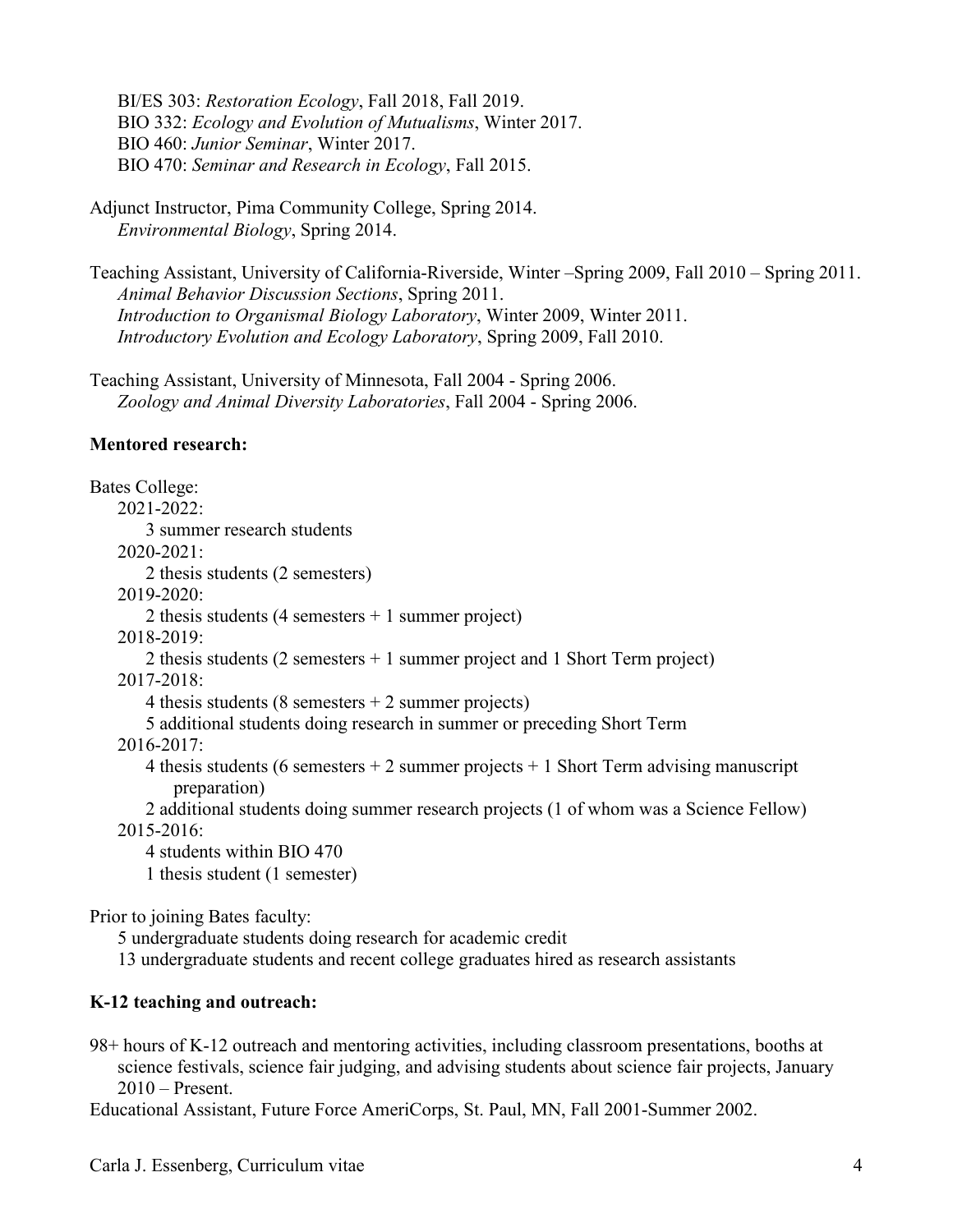BI/ES 303: *Restoration Ecology*, Fall 2018, Fall 2019.
BIO 332: *Ecology and Evolution of Mutualisms*, Winter 2017.
BIO 460: *Junior Seminar*, Winter 2017.
BIO 470: *Seminar and Research in Ecology*, Fall 2015.

Adjunct Instructor, Pima Community College, Spring 2014.
*Environmental Biology*, Spring 2014.

Teaching Assistant, University of California-Riverside, Winter –Spring 2009, Fall 2010 – Spring 2011.
*Animal Behavior Discussion Sections*, Spring 2011.
*Introduction to Organismal Biology Laboratory*, Winter 2009, Winter 2011.
*Introductory Evolution and Ecology Laboratory*, Spring 2009, Fall 2010.

Teaching Assistant, University of Minnesota, Fall 2004 - Spring 2006.
*Zoology and Animal Diversity Laboratories*, Fall 2004 - Spring 2006.

**Mentored research:**

Bates College:

- 2021-2022:
  - 3 summer research students
- 2020-2021:
  - 2 thesis students (2 semesters)
- 2019-2020:
  - 2 thesis students (4 semesters + 1 summer project)
- 2018-2019:
  - 2 thesis students (2 semesters + 1 summer project and 1 Short Term project)
- 2017-2018:
  - 4 thesis students (8 semesters + 2 summer projects)
  - 5 additional students doing research in summer or preceding Short Term
- 2016-2017:
  - 4 thesis students (6 semesters + 2 summer projects + 1 Short Term advising manuscript preparation)
  - 2 additional students doing summer research projects (1 of whom was a Science Fellow)
- 2015-2016:
  - 4 students within BIO 470
  - 1 thesis student (1 semester)

Prior to joining Bates faculty:

- 5 undergraduate students doing research for academic credit
- 13 undergraduate students and recent college graduates hired as research assistants

**K-12 teaching and outreach:**

98+ hours of K-12 outreach and mentoring activities, including classroom presentations, booths at science festivals, science fair judging, and advising students about science fair projects, January 2010 – Present.

Educational Assistant, Future Force AmeriCorps, St. Paul, MN, Fall 2001-Summer 2002.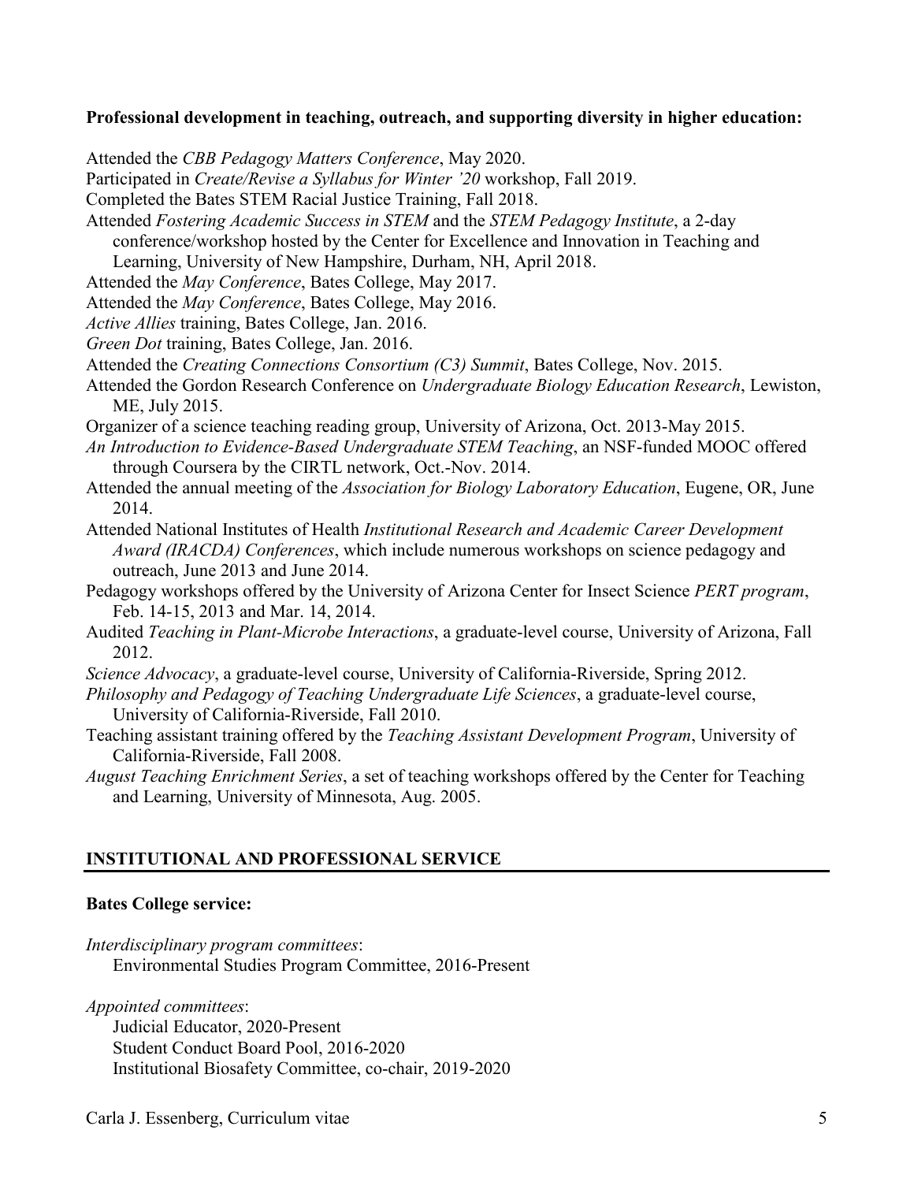**Professional development in teaching, outreach, and supporting diversity in higher education:**

Attended the *CBB Pedagogy Matters Conference*, May 2020.

Participated in *Create/Revise a Syllabus for Winter '20* workshop, Fall 2019.

Completed the Bates STEM Racial Justice Training, Fall 2018.

Attended *Fostering Academic Success in STEM* and the *STEM Pedagogy Institute*, a 2-day conference/workshop hosted by the Center for Excellence and Innovation in Teaching and Learning, University of New Hampshire, Durham, NH, April 2018.

Attended the *May Conference*, Bates College, May 2017.

Attended the *May Conference*, Bates College, May 2016.

*Active Allies* training, Bates College, Jan. 2016.

*Green Dot* training, Bates College, Jan. 2016.

Attended the *Creating Connections Consortium (C3) Summit*, Bates College, Nov. 2015.

Attended the Gordon Research Conference on *Undergraduate Biology Education Research*, Lewiston, ME, July 2015.

Organizer of a science teaching reading group, University of Arizona, Oct. 2013-May 2015.

*An Introduction to Evidence-Based Undergraduate STEM Teaching*, an NSF-funded MOOC offered through Coursera by the CIRTL network, Oct.-Nov. 2014.

Attended the annual meeting of the *Association for Biology Laboratory Education*, Eugene, OR, June 2014.

Attended National Institutes of Health *Institutional Research and Academic Career Development Award (IRACDA) Conferences*, which include numerous workshops on science pedagogy and outreach, June 2013 and June 2014.

Pedagogy workshops offered by the University of Arizona Center for Insect Science *PERT program*, Feb. 14-15, 2013 and Mar. 14, 2014.

Audited *Teaching in Plant-Microbe Interactions*, a graduate-level course, University of Arizona, Fall 2012.

*Science Advocacy*, a graduate-level course, University of California-Riverside, Spring 2012.

*Philosophy and Pedagogy of Teaching Undergraduate Life Sciences*, a graduate-level course, University of California-Riverside, Fall 2010.

Teaching assistant training offered by the *Teaching Assistant Development Program*, University of California-Riverside, Fall 2008.

*August Teaching Enrichment Series*, a set of teaching workshops offered by the Center for Teaching and Learning, University of Minnesota, Aug. 2005.

## INSTITUTIONAL AND PROFESSIONAL SERVICE

**Bates College service:**

*Interdisciplinary program committees*:
- Environmental Studies Program Committee, 2016-Present

*Appointed committees*:
- Judicial Educator, 2020-Present
- Student Conduct Board Pool, 2016-2020
- Institutional Biosafety Committee, co-chair, 2019-2020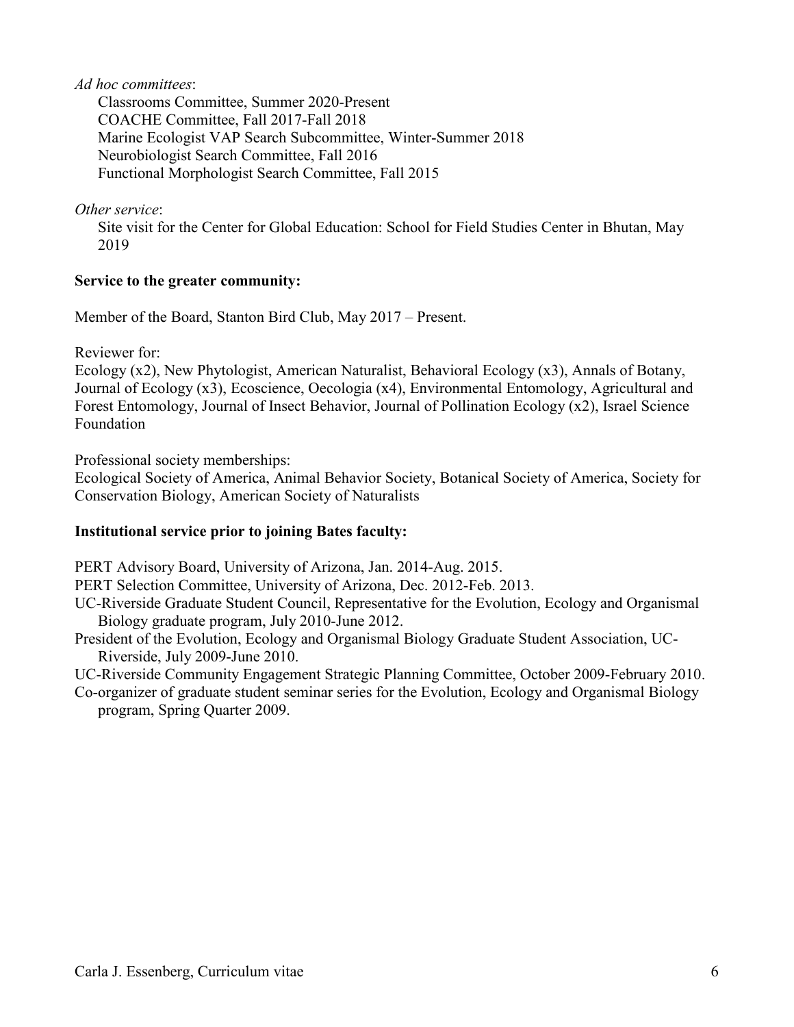*Ad hoc committees*:

Classrooms Committee, Summer 2020-Present
COACHE Committee, Fall 2017-Fall 2018
Marine Ecologist VAP Search Subcommittee, Winter-Summer 2018
Neurobiologist Search Committee, Fall 2016
Functional Morphologist Search Committee, Fall 2015

*Other service*:

Site visit for the Center for Global Education: School for Field Studies Center in Bhutan, May 2019

**Service to the greater community:**

Member of the Board, Stanton Bird Club, May 2017 – Present.

Reviewer for:
Ecology (x2), New Phytologist, American Naturalist, Behavioral Ecology (x3), Annals of Botany, Journal of Ecology (x3), Ecoscience, Oecologia (x4), Environmental Entomology, Agricultural and Forest Entomology, Journal of Insect Behavior, Journal of Pollination Ecology (x2), Israel Science Foundation

Professional society memberships:
Ecological Society of America, Animal Behavior Society, Botanical Society of America, Society for Conservation Biology, American Society of Naturalists

**Institutional service prior to joining Bates faculty:**

PERT Advisory Board, University of Arizona, Jan. 2014-Aug. 2015.
PERT Selection Committee, University of Arizona, Dec. 2012-Feb. 2013.
UC-Riverside Graduate Student Council, Representative for the Evolution, Ecology and Organismal Biology graduate program, July 2010-June 2012.
President of the Evolution, Ecology and Organismal Biology Graduate Student Association, UC-Riverside, July 2009-June 2010.
UC-Riverside Community Engagement Strategic Planning Committee, October 2009-February 2010.
Co-organizer of graduate student seminar series for the Evolution, Ecology and Organismal Biology program, Spring Quarter 2009.